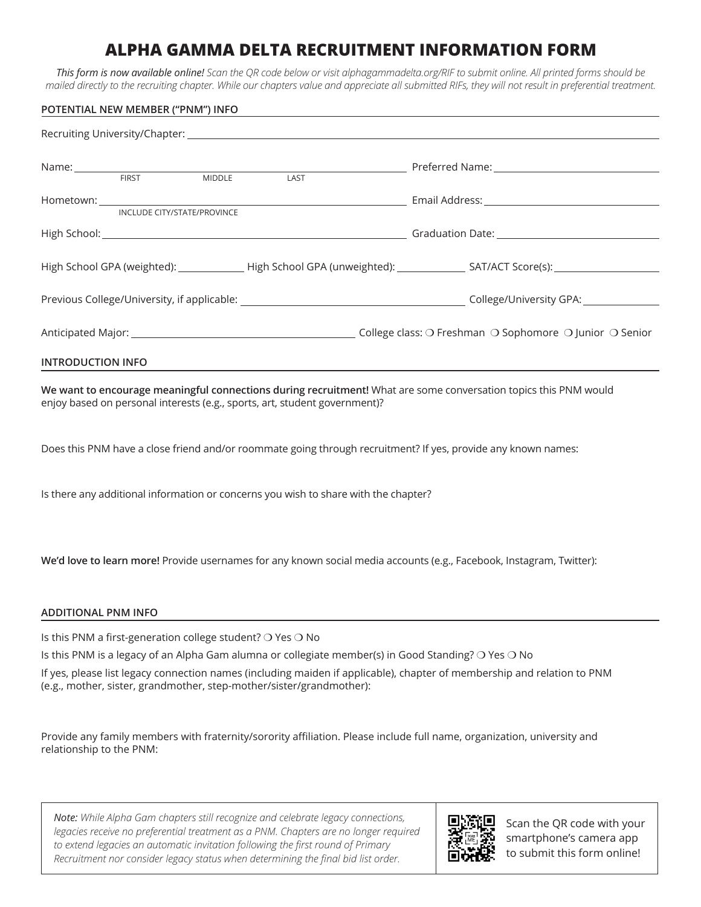# ALPHA GAMMA DELTA RECRUITMENT INFORMATION FORM

*This form is now available online! Scan the QR code below or visit alphagammadelta.org/RIF to submit online. All printed forms should be mailed directly to the recruiting chapter. While our chapters value and appreciate all submitted RIFs, they will not result in preferential treatment.*

## POTENTIAL NEW MEMBER ("PNM") INFO

Recruiting University/Chapter: ______________________________

Name: ______________________________ Preferred Name: ______________________________
FIRST MIDDLE LAST

Hometown: ______________________________ Email Address: ______________________________
INCLUDE CITY/STATE/PROVINCE

High School: ______________________________ Graduation Date: ______________________________

High School GPA (weighted): __________ High School GPA (unweighted): __________ SAT/ACT Score(s): __________

Previous College/University, if applicable: ______________________________ College/University GPA: __________

Anticipated Major: ______________________________ College class: ❍ Freshman ❍ Sophomore ❍ Junior ❍ Senior

## INTRODUCTION INFO

**We want to encourage meaningful connections during recruitment!** What are some conversation topics this PNM would enjoy based on personal interests (e.g., sports, art, student government)?

Does this PNM have a close friend and/or roommate going through recruitment? If yes, provide any known names:

Is there any additional information or concerns you wish to share with the chapter?

**We'd love to learn more!** Provide usernames for any known social media accounts (e.g., Facebook, Instagram, Twitter):

## ADDITIONAL PNM INFO

Is this PNM a first-generation college student? ❍ Yes ❍ No

Is this PNM is a legacy of an Alpha Gam alumna or collegiate member(s) in Good Standing? ❍ Yes ❍ No

If yes, please list legacy connection names (including maiden if applicable), chapter of membership and relation to PNM (e.g., mother, sister, grandmother, step-mother/sister/grandmother):

Provide any family members with fraternity/sorority affiliation. Please include full name, organization, university and relationship to the PNM:

*Note: While Alpha Gam chapters still recognize and celebrate legacy connections, legacies receive no preferential treatment as a PNM. Chapters are no longer required to extend legacies an automatic invitation following the first round of Primary Recruitment nor consider legacy status when determining the final bid list order.*

Scan the QR code with your smartphone's camera app to submit this form online!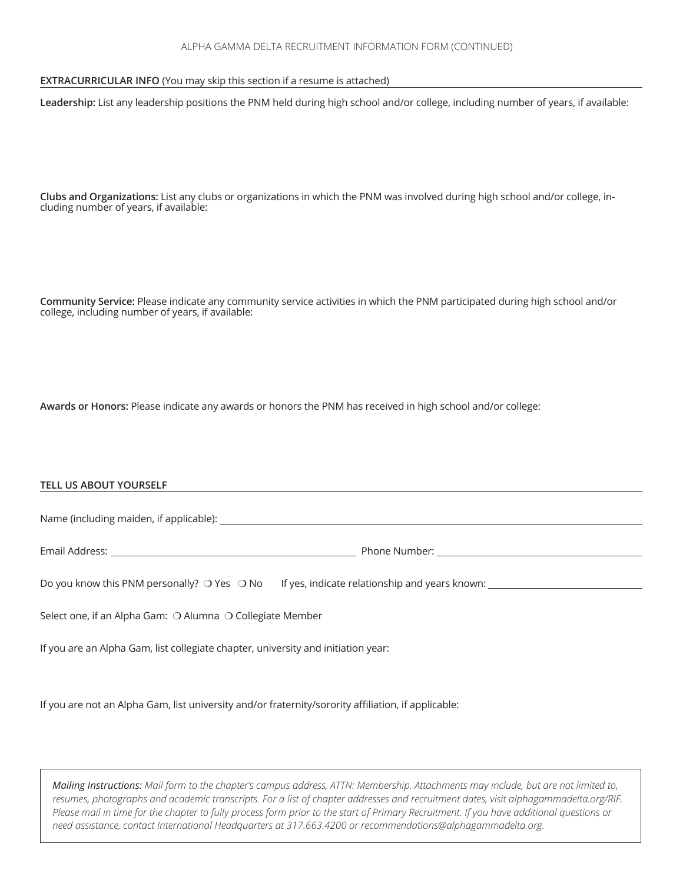ALPHA GAMMA DELTA RECRUITMENT INFORMATION FORM (CONTINUED)

**EXTRACURRICULAR INFO** (You may skip this section if a resume is attached)

**Leadership:** List any leadership positions the PNM held during high school and/or college, including number of years, if available:

**Clubs and Organizations:** List any clubs or organizations in which the PNM was involved during high school and/or college, including number of years, if available:

**Community Service:** Please indicate any community service activities in which the PNM participated during high school and/or college, including number of years, if available:

**Awards or Honors:** Please indicate any awards or honors the PNM has received in high school and/or college:

**TELL US ABOUT YOURSELF**

Name (including maiden, if applicable): ______________________________

Email Address: ______________________________ Phone Number: ______________________________

Do you know this PNM personally? ❍ Yes ❍ No If yes, indicate relationship and years known: ______________________________

Select one, if an Alpha Gam: ❍ Alumna ❍ Collegiate Member

If you are an Alpha Gam, list collegiate chapter, university and initiation year:

If you are not an Alpha Gam, list university and/or fraternity/sorority affiliation, if applicable:

*Mailing Instructions: Mail form to the chapter's campus address, ATTN: Membership. Attachments may include, but are not limited to, resumes, photographs and academic transcripts. For a list of chapter addresses and recruitment dates, visit alphagammadelta.org/RIF. Please mail in time for the chapter to fully process form prior to the start of Primary Recruitment. If you have additional questions or need assistance, contact International Headquarters at 317.663.4200 or recommendations@alphagammadelta.org.*